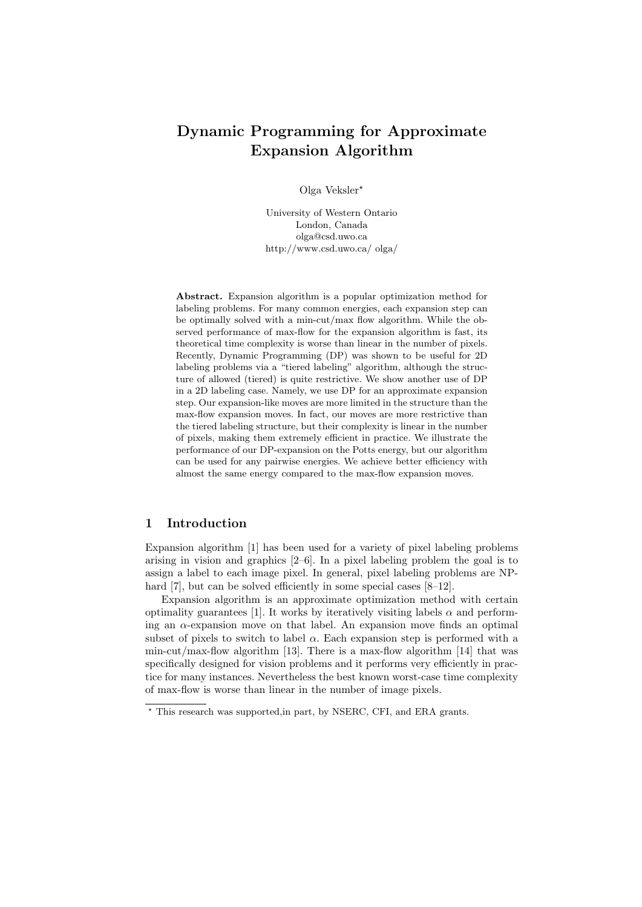# Dynamic Programming for Approximate Expansion Algorithm

Olga Veksler*

University of Western Ontario
London, Canada
olga@csd.uwo.ca
http://www.csd.uwo.ca/ olga/

**Abstract.** Expansion algorithm is a popular optimization method for labeling problems. For many common energies, each expansion step can be optimally solved with a min-cut/max flow algorithm. While the observed performance of max-flow for the expansion algorithm is fast, its theoretical time complexity is worse than linear in the number of pixels. Recently, Dynamic Programming (DP) was shown to be useful for 2D labeling problems via a "tiered labeling" algorithm, although the structure of allowed (tiered) is quite restrictive. We show another use of DP in a 2D labeling case. Namely, we use DP for an approximate expansion step. Our expansion-like moves are more limited in the structure than the max-flow expansion moves. In fact, our moves are more restrictive than the tiered labeling structure, but their complexity is linear in the number of pixels, making them extremely efficient in practice. We illustrate the performance of our DP-expansion on the Potts energy, but our algorithm can be used for any pairwise energies. We achieve better efficiency with almost the same energy compared to the max-flow expansion moves.

## 1 Introduction

Expansion algorithm [1] has been used for a variety of pixel labeling problems arising in vision and graphics [2–6]. In a pixel labeling problem the goal is to assign a label to each image pixel. In general, pixel labeling problems are NP-hard [7], but can be solved efficiently in some special cases [8–12].

Expansion algorithm is an approximate optimization method with certain optimality guarantees [1]. It works by iteratively visiting labels $\alpha$ and performing an $\alpha$-expansion move on that label. An expansion move finds an optimal subset of pixels to switch to label $\alpha$. Each expansion step is performed with a min-cut/max-flow algorithm [13]. There is a max-flow algorithm [14] that was specifically designed for vision problems and it performs very efficiently in practice for many instances. Nevertheless the best known worst-case time complexity of max-flow is worse than linear in the number of image pixels.

---

* This research was supported,in part, by NSERC, CFI, and ERA grants.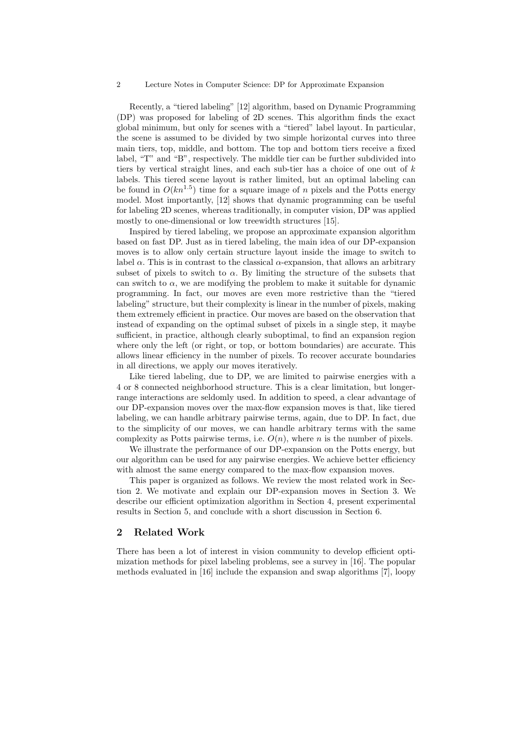Recently, a "tiered labeling" [12] algorithm, based on Dynamic Programming (DP) was proposed for labeling of 2D scenes. This algorithm finds the exact global minimum, but only for scenes with a "tiered" label layout. In particular, the scene is assumed to be divided by two simple horizontal curves into three main tiers, top, middle, and bottom. The top and bottom tiers receive a fixed label, "T" and "B", respectively. The middle tier can be further subdivided into tiers by vertical straight lines, and each sub-tier has a choice of one out of $k$ labels. This tiered scene layout is rather limited, but an optimal labeling can be found in $O(kn^{1.5})$ time for a square image of $n$ pixels and the Potts energy model. Most importantly, [12] shows that dynamic programming can be useful for labeling 2D scenes, whereas traditionally, in computer vision, DP was applied mostly to one-dimensional or low treewidth structures [15].

Inspired by tiered labeling, we propose an approximate expansion algorithm based on fast DP. Just as in tiered labeling, the main idea of our DP-expansion moves is to allow only certain structure layout inside the image to switch to label $\alpha$. This is in contrast to the classical $\alpha$-expansion, that allows an arbitrary subset of pixels to switch to $\alpha$. By limiting the structure of the subsets that can switch to $\alpha$, we are modifying the problem to make it suitable for dynamic programming. In fact, our moves are even more restrictive than the "tiered labeling" structure, but their complexity is linear in the number of pixels, making them extremely efficient in practice. Our moves are based on the observation that instead of expanding on the optimal subset of pixels in a single step, it maybe sufficient, in practice, although clearly suboptimal, to find an expansion region where only the left (or right, or top, or bottom boundaries) are accurate. This allows linear efficiency in the number of pixels. To recover accurate boundaries in all directions, we apply our moves iteratively.

Like tiered labeling, due to DP, we are limited to pairwise energies with a 4 or 8 connected neighborhood structure. This is a clear limitation, but longer-range interactions are seldomly used. In addition to speed, a clear advantage of our DP-expansion moves over the max-flow expansion moves is that, like tiered labeling, we can handle arbitrary pairwise terms, again, due to DP. In fact, due to the simplicity of our moves, we can handle arbitrary terms with the same complexity as Potts pairwise terms, i.e. $O(n)$, where $n$ is the number of pixels.

We illustrate the performance of our DP-expansion on the Potts energy, but our algorithm can be used for any pairwise energies. We achieve better efficiency with almost the same energy compared to the max-flow expansion moves.

This paper is organized as follows. We review the most related work in Section 2. We motivate and explain our DP-expansion moves in Section 3. We describe our efficient optimization algorithm in Section 4, present experimental results in Section 5, and conclude with a short discussion in Section 6.

## 2 Related Work

There has been a lot of interest in vision community to develop efficient optimization methods for pixel labeling problems, see a survey in [16]. The popular methods evaluated in [16] include the expansion and swap algorithms [7], loopy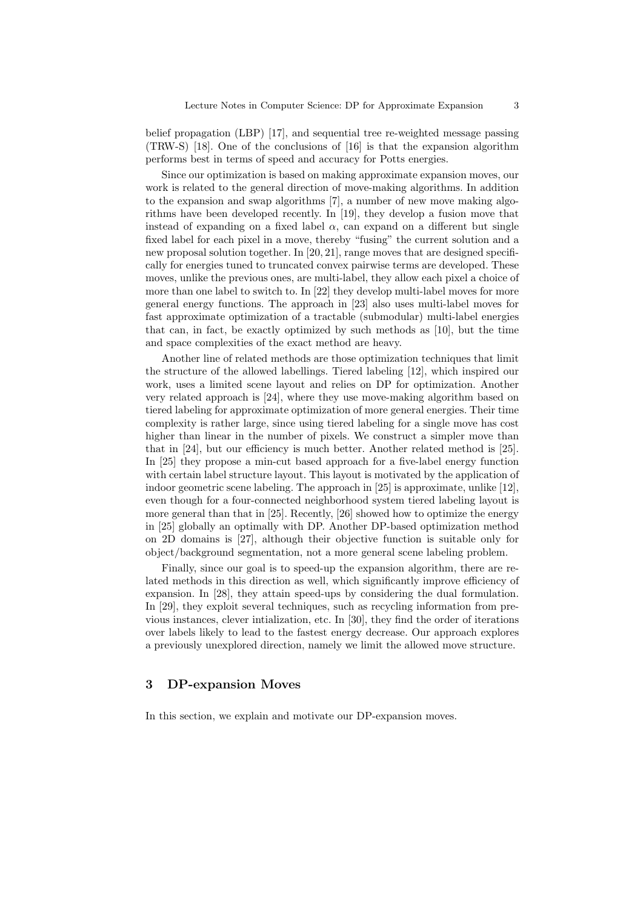belief propagation (LBP) [17], and sequential tree re-weighted message passing (TRW-S) [18]. One of the conclusions of [16] is that the expansion algorithm performs best in terms of speed and accuracy for Potts energies.

Since our optimization is based on making approximate expansion moves, our work is related to the general direction of move-making algorithms. In addition to the expansion and swap algorithms [7], a number of new move making algorithms have been developed recently. In [19], they develop a fusion move that instead of expanding on a fixed label $\alpha$, can expand on a different but single fixed label for each pixel in a move, thereby "fusing" the current solution and a new proposal solution together. In [20, 21], range moves that are designed specifically for energies tuned to truncated convex pairwise terms are developed. These moves, unlike the previous ones, are multi-label, they allow each pixel a choice of more than one label to switch to. In [22] they develop multi-label moves for more general energy functions. The approach in [23] also uses multi-label moves for fast approximate optimization of a tractable (submodular) multi-label energies that can, in fact, be exactly optimized by such methods as [10], but the time and space complexities of the exact method are heavy.

Another line of related methods are those optimization techniques that limit the structure of the allowed labellings. Tiered labeling [12], which inspired our work, uses a limited scene layout and relies on DP for optimization. Another very related approach is [24], where they use move-making algorithm based on tiered labeling for approximate optimization of more general energies. Their time complexity is rather large, since using tiered labeling for a single move has cost higher than linear in the number of pixels. We construct a simpler move than that in [24], but our efficiency is much better. Another related method is [25]. In [25] they propose a min-cut based approach for a five-label energy function with certain label structure layout. This layout is motivated by the application of indoor geometric scene labeling. The approach in [25] is approximate, unlike [12], even though for a four-connected neighborhood system tiered labeling layout is more general than that in [25]. Recently, [26] showed how to optimize the energy in [25] globally an optimally with DP. Another DP-based optimization method on 2D domains is [27], although their objective function is suitable only for object/background segmentation, not a more general scene labeling problem.

Finally, since our goal is to speed-up the expansion algorithm, there are related methods in this direction as well, which significantly improve efficiency of expansion. In [28], they attain speed-ups by considering the dual formulation. In [29], they exploit several techniques, such as recycling information from previous instances, clever intialization, etc. In [30], they find the order of iterations over labels likely to lead to the fastest energy decrease. Our approach explores a previously unexplored direction, namely we limit the allowed move structure.

## 3 DP-expansion Moves

In this section, we explain and motivate our DP-expansion moves.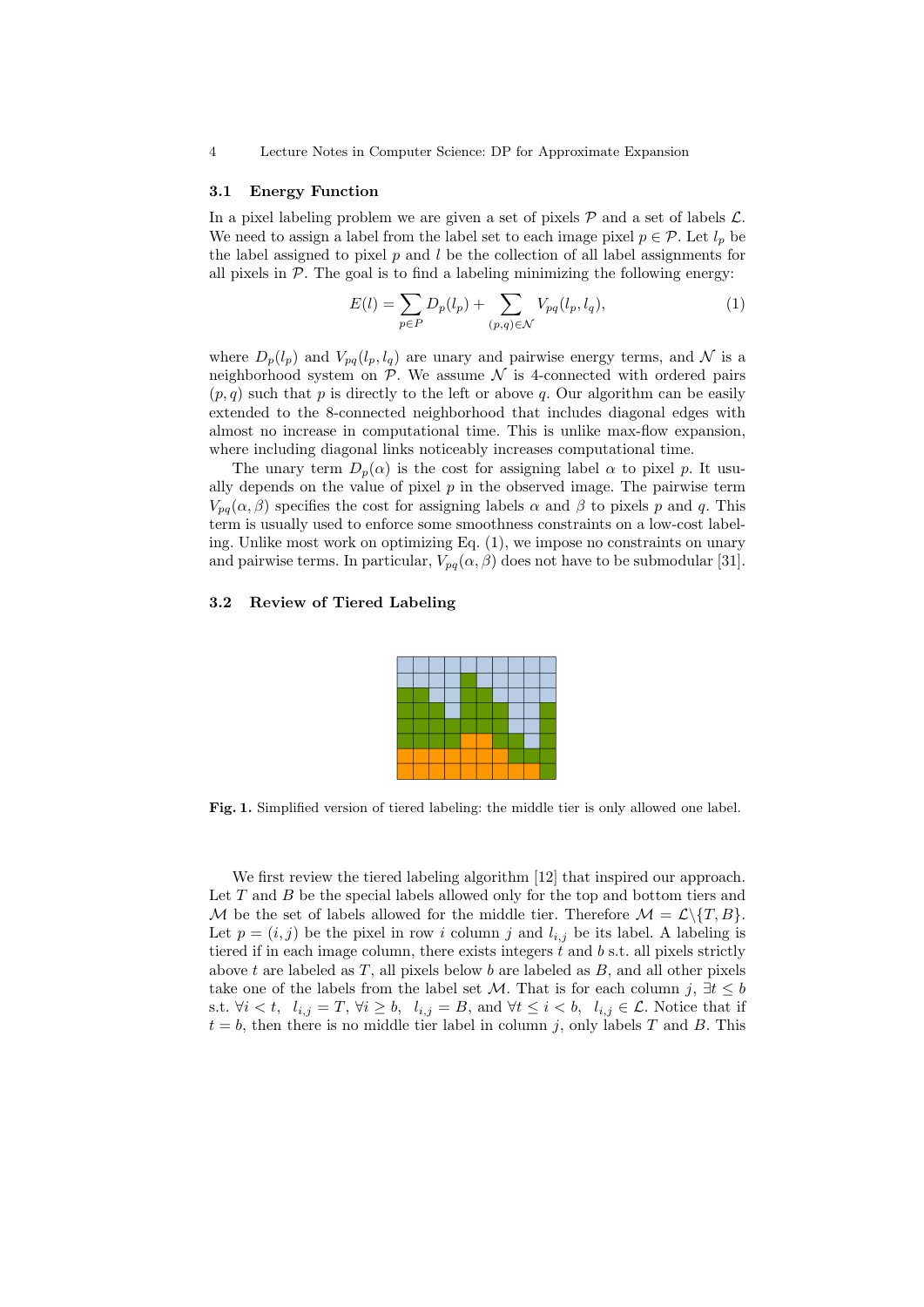### 3.1 Energy Function

In a pixel labeling problem we are given a set of pixels $\mathcal{P}$ and a set of labels $\mathcal{L}$. We need to assign a label from the label set to each image pixel $p \in \mathcal{P}$. Let $l_p$ be the label assigned to pixel $p$ and $l$ be the collection of all label assignments for all pixels in $\mathcal{P}$. The goal is to find a labeling minimizing the following energy:

$$E(l) = \sum_{p \in P} D_p(l_p) + \sum_{(p,q) \in \mathcal{N}} V_{pq}(l_p, l_q), \tag{1}$$

where $D_p(l_p)$ and $V_{pq}(l_p, l_q)$ are unary and pairwise energy terms, and $\mathcal{N}$ is a neighborhood system on $\mathcal{P}$. We assume $\mathcal{N}$ is 4-connected with ordered pairs $(p, q)$ such that $p$ is directly to the left or above $q$. Our algorithm can be easily extended to the 8-connected neighborhood that includes diagonal edges with almost no increase in computational time. This is unlike max-flow expansion, where including diagonal links noticeably increases computational time.

The unary term $D_p(\alpha)$ is the cost for assigning label $\alpha$ to pixel $p$. It usually depends on the value of pixel $p$ in the observed image. The pairwise term $V_{pq}(\alpha, \beta)$ specifies the cost for assigning labels $\alpha$ and $\beta$ to pixels $p$ and $q$. This term is usually used to enforce some smoothness constraints on a low-cost labeling. Unlike most work on optimizing Eq. (1), we impose no constraints on unary and pairwise terms. In particular, $V_{pq}(\alpha, \beta)$ does not have to be submodular [31].

### 3.2 Review of Tiered Labeling

**Fig. 1.** Simplified version of tiered labeling: the middle tier is only allowed one label.

We first review the tiered labeling algorithm [12] that inspired our approach. Let $T$ and $B$ be the special labels allowed only for the top and bottom tiers and $\mathcal{M}$ be the set of labels allowed for the middle tier. Therefore $\mathcal{M} = \mathcal{L} \backslash \{T, B\}$. Let $p = (i, j)$ be the pixel in row $i$ column $j$ and $l_{i,j}$ be its label. A labeling is tiered if in each image column, there exists integers $t$ and $b$ s.t. all pixels strictly above $t$ are labeled as $T$, all pixels below $b$ are labeled as $B$, and all other pixels take one of the labels from the label set $\mathcal{M}$. That is for each column $j$, $\exists t \leq b$ s.t. $\forall i < t,\ \ l_{i,j} = T$, $\forall i \geq b,\ \ l_{i,j} = B$, and $\forall t \leq i < b,\ \ l_{i,j} \in \mathcal{L}$. Notice that if $t = b$, then there is no middle tier label in column $j$, only labels $T$ and $B$. This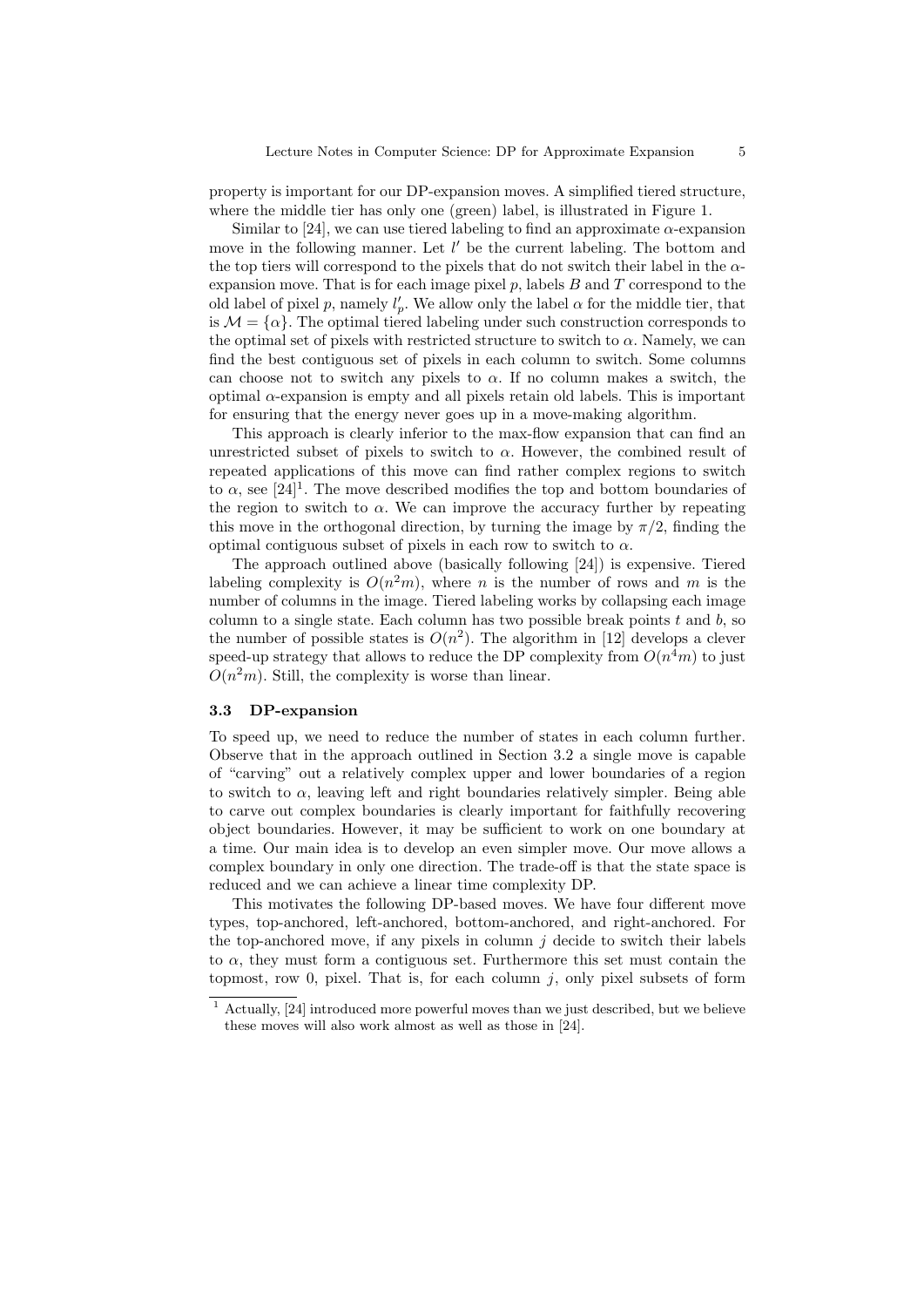property is important for our DP-expansion moves. A simplified tiered structure, where the middle tier has only one (green) label, is illustrated in Figure 1.

Similar to [24], we can use tiered labeling to find an approximate $\alpha$-expansion move in the following manner. Let $l'$ be the current labeling. The bottom and the top tiers will correspond to the pixels that do not switch their label in the $\alpha$-expansion move. That is for each image pixel $p$, labels $B$ and $T$ correspond to the old label of pixel $p$, namely $l'_p$. We allow only the label $\alpha$ for the middle tier, that is $\mathcal{M} = \{\alpha\}$. The optimal tiered labeling under such construction corresponds to the optimal set of pixels with restricted structure to switch to $\alpha$. Namely, we can find the best contiguous set of pixels in each column to switch. Some columns can choose not to switch any pixels to $\alpha$. If no column makes a switch, the optimal $\alpha$-expansion is empty and all pixels retain old labels. This is important for ensuring that the energy never goes up in a move-making algorithm.

This approach is clearly inferior to the max-flow expansion that can find an unrestricted subset of pixels to switch to $\alpha$. However, the combined result of repeated applications of this move can find rather complex regions to switch to $\alpha$, see [24][1]. The move described modifies the top and bottom boundaries of the region to switch to $\alpha$. We can improve the accuracy further by repeating this move in the orthogonal direction, by turning the image by $\pi/2$, finding the optimal contiguous subset of pixels in each row to switch to $\alpha$.

The approach outlined above (basically following [24]) is expensive. Tiered labeling complexity is $O(n^2m)$, where $n$ is the number of rows and $m$ is the number of columns in the image. Tiered labeling works by collapsing each image column to a single state. Each column has two possible break points $t$ and $b$, so the number of possible states is $O(n^2)$. The algorithm in [12] develops a clever speed-up strategy that allows to reduce the DP complexity from $O(n^4m)$ to just $O(n^2m)$. Still, the complexity is worse than linear.

### 3.3 DP-expansion

To speed up, we need to reduce the number of states in each column further. Observe that in the approach outlined in Section 3.2 a single move is capable of "carving" out a relatively complex upper and lower boundaries of a region to switch to $\alpha$, leaving left and right boundaries relatively simpler. Being able to carve out complex boundaries is clearly important for faithfully recovering object boundaries. However, it may be sufficient to work on one boundary at a time. Our main idea is to develop an even simpler move. Our move allows a complex boundary in only one direction. The trade-off is that the state space is reduced and we can achieve a linear time complexity DP.

This motivates the following DP-based moves. We have four different move types, top-anchored, left-anchored, bottom-anchored, and right-anchored. For the top-anchored move, if any pixels in column $j$ decide to switch their labels to $\alpha$, they must form a contiguous set. Furthermore this set must contain the topmost, row 0, pixel. That is, for each column $j$, only pixel subsets of form

[1] Actually, [24] introduced more powerful moves than we just described, but we believe these moves will also work almost as well as those in [24].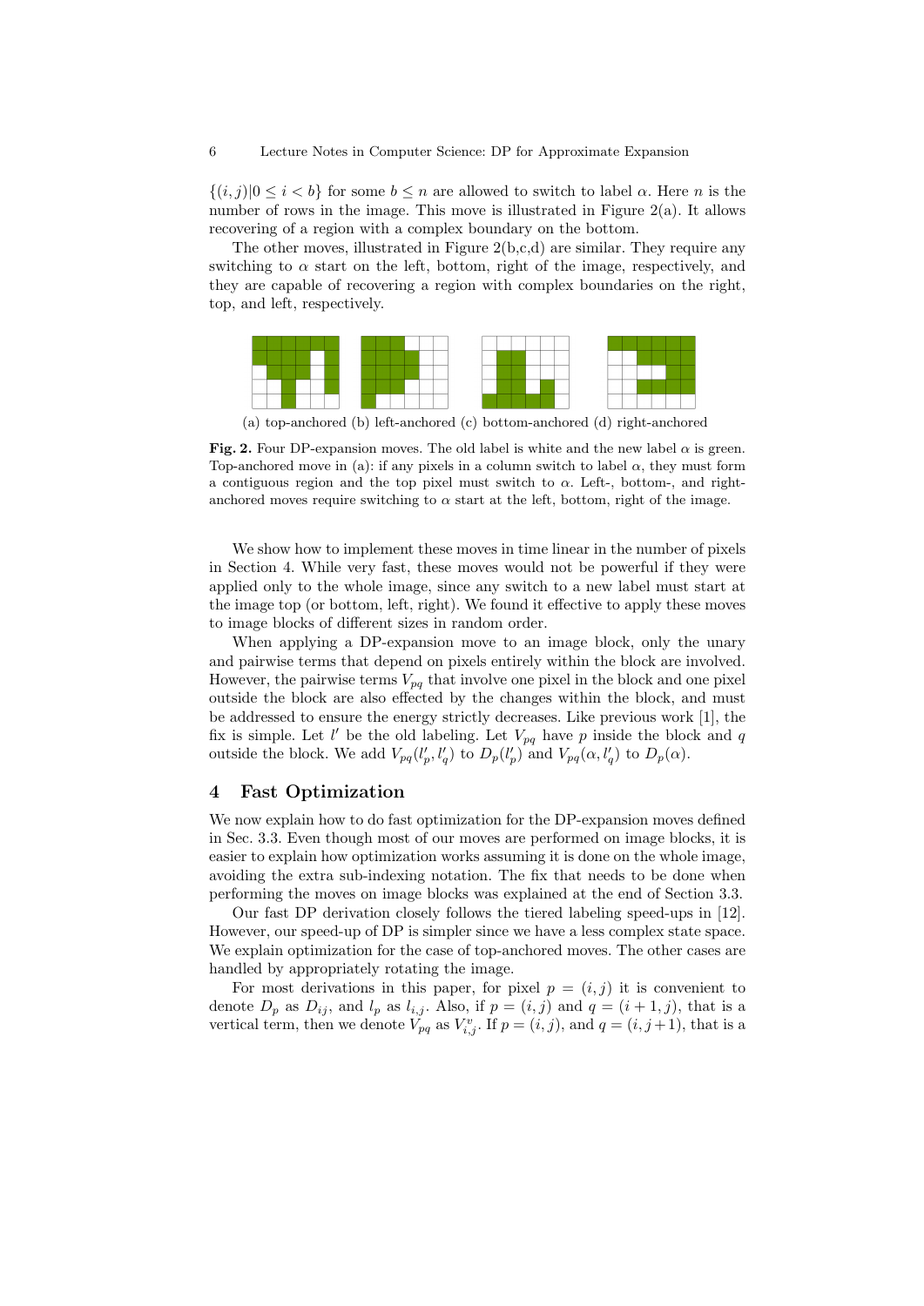$\{(i,j)|0 \leq i < b\}$ for some $b \leq n$ are allowed to switch to label $\alpha$. Here $n$ is the number of rows in the image. This move is illustrated in Figure 2(a). It allows recovering of a region with a complex boundary on the bottom.

The other moves, illustrated in Figure 2(b,c,d) are similar. They require any switching to $\alpha$ start on the left, bottom, right of the image, respectively, and they are capable of recovering a region with complex boundaries on the right, top, and left, respectively.

(a) top-anchored (b) left-anchored (c) bottom-anchored (d) right-anchored

**Fig. 2.** Four DP-expansion moves. The old label is white and the new label $\alpha$ is green. Top-anchored move in (a): if any pixels in a column switch to label $\alpha$, they must form a contiguous region and the top pixel must switch to $\alpha$. Left-, bottom-, and right-anchored moves require switching to $\alpha$ start at the left, bottom, right of the image.

We show how to implement these moves in time linear in the number of pixels in Section 4. While very fast, these moves would not be powerful if they were applied only to the whole image, since any switch to a new label must start at the image top (or bottom, left, right). We found it effective to apply these moves to image blocks of different sizes in random order.

When applying a DP-expansion move to an image block, only the unary and pairwise terms that depend on pixels entirely within the block are involved. However, the pairwise terms $V_{pq}$ that involve one pixel in the block and one pixel outside the block are also effected by the changes within the block, and must be addressed to ensure the energy strictly decreases. Like previous work [1], the fix is simple. Let $l'$ be the old labeling. Let $V_{pq}$ have $p$ inside the block and $q$ outside the block. We add $V_{pq}(l'_p, l'_q)$ to $D_p(l'_p)$ and $V_{pq}(\alpha, l'_q)$ to $D_p(\alpha)$.

## 4 Fast Optimization

We now explain how to do fast optimization for the DP-expansion moves defined in Sec. 3.3. Even though most of our moves are performed on image blocks, it is easier to explain how optimization works assuming it is done on the whole image, avoiding the extra sub-indexing notation. The fix that needs to be done when performing the moves on image blocks was explained at the end of Section 3.3.

Our fast DP derivation closely follows the tiered labeling speed-ups in [12]. However, our speed-up of DP is simpler since we have a less complex state space. We explain optimization for the case of top-anchored moves. The other cases are handled by appropriately rotating the image.

For most derivations in this paper, for pixel $p = (i,j)$ it is convenient to denote $D_p$ as $D_{ij}$, and $l_p$ as $l_{i,j}$. Also, if $p = (i,j)$ and $q = (i+1,j)$, that is a vertical term, then we denote $V_{pq}$ as $V^v_{i,j}$. If $p = (i,j)$, and $q = (i,j+1)$, that is a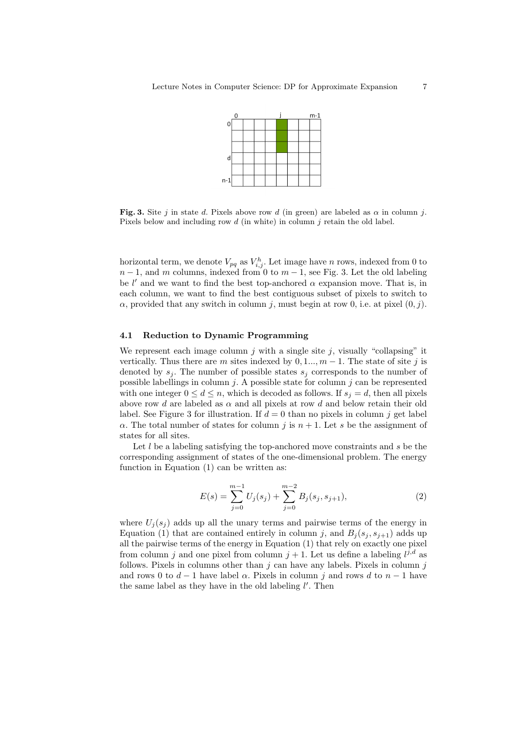**Fig. 3.** Site $j$ in state $d$. Pixels above row $d$ (in green) are labeled as $\alpha$ in column $j$. Pixels below and including row $d$ (in white) in column $j$ retain the old label.

horizontal term, we denote $V_{pq}$ as $V^h_{i,j}$. Let image have $n$ rows, indexed from 0 to $n-1$, and $m$ columns, indexed from 0 to $m-1$, see Fig. 3. Let the old labeling be $l'$ and we want to find the best top-anchored $\alpha$ expansion move. That is, in each column, we want to find the best contiguous subset of pixels to switch to $\alpha$, provided that any switch in column $j$, must begin at row 0, i.e. at pixel $(0, j)$.

### 4.1 Reduction to Dynamic Programming

We represent each image column $j$ with a single site $j$, visually "collapsing" it vertically. Thus there are $m$ sites indexed by $0, 1..., m-1$. The state of site $j$ is denoted by $s_j$. The number of possible states $s_j$ corresponds to the number of possible labellings in column $j$. A possible state for column $j$ can be represented with one integer $0 \leq d \leq n$, which is decoded as follows. If $s_j = d$, then all pixels above row $d$ are labeled as $\alpha$ and all pixels at row $d$ and below retain their old label. See Figure 3 for illustration. If $d = 0$ than no pixels in column $j$ get label $\alpha$. The total number of states for column $j$ is $n+1$. Let $s$ be the assignment of states for all sites.

Let $l$ be a labeling satisfying the top-anchored move constraints and $s$ be the corresponding assignment of states of the one-dimensional problem. The energy function in Equation (1) can be written as:

$$E(s) = \sum_{j=0}^{m-1} U_j(s_j) + \sum_{j=0}^{m-2} B_j(s_j, s_{j+1}), \tag{2}$$

where $U_j(s_j)$ adds up all the unary terms and pairwise terms of the energy in Equation (1) that are contained entirely in column $j$, and $B_j(s_j, s_{j+1})$ adds up all the pairwise terms of the energy in Equation (1) that rely on exactly one pixel from column $j$ and one pixel from column $j+1$. Let us define a labeling $l^{j,d}$ as follows. Pixels in columns other than $j$ can have any labels. Pixels in column $j$ and rows 0 to $d-1$ have label $\alpha$. Pixels in column $j$ and rows $d$ to $n-1$ have the same label as they have in the old labeling $l'$. Then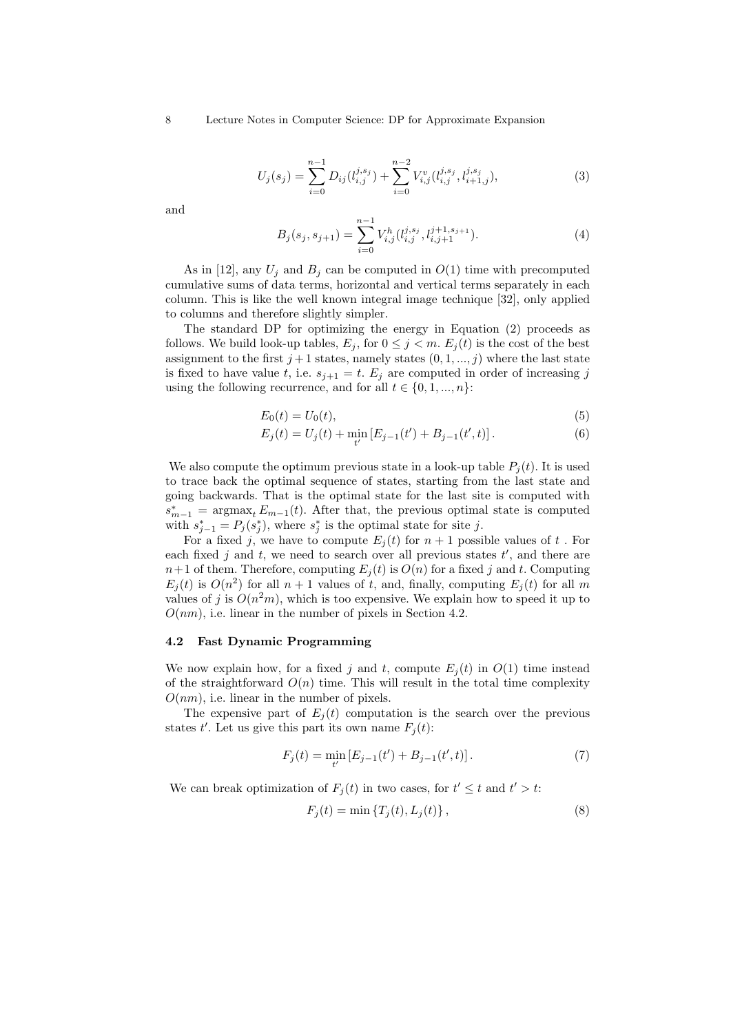$$U_j(s_j) = \sum_{i=0}^{n-1} D_{ij}(l_{i,j}^{j,s_j}) + \sum_{i=0}^{n-2} V_{i,j}^{v}(l_{i,j}^{j,s_j}, l_{i+1,j}^{j,s_j}), \tag{3}$$

and

$$B_j(s_j, s_{j+1}) = \sum_{i=0}^{n-1} V_{i,j}^{h}(l_{i,j}^{j,s_j}, l_{i,j+1}^{j+1,s_{j+1}}). \tag{4}$$

As in [12], any $U_j$ and $B_j$ can be computed in $O(1)$ time with precomputed cumulative sums of data terms, horizontal and vertical terms separately in each column. This is like the well known integral image technique [32], only applied to columns and therefore slightly simpler.

The standard DP for optimizing the energy in Equation (2) proceeds as follows. We build look-up tables, $E_j$, for $0 \leq j < m$. $E_j(t)$ is the cost of the best assignment to the first $j+1$ states, namely states $(0, 1, ..., j)$ where the last state is fixed to have value $t$, i.e. $s_{j+1} = t$. $E_j$ are computed in order of increasing $j$ using the following recurrence, and for all $t \in \{0, 1, ..., n\}$:

$$E_0(t) = U_0(t), \tag{5}$$

$$E_j(t) = U_j(t) + \min_{t'} \left[ E_{j-1}(t') + B_{j-1}(t', t) \right]. \tag{6}$$

We also compute the optimum previous state in a look-up table $P_j(t)$. It is used to trace back the optimal sequence of states, starting from the last state and going backwards. That is the optimal state for the last site is computed with $s^*_{m-1} = \text{argmax}_t\, E_{m-1}(t)$. After that, the previous optimal state is computed with $s^*_{j-1} = P_j(s^*_j)$, where $s^*_j$ is the optimal state for site $j$.

For a fixed $j$, we have to compute $E_j(t)$ for $n+1$ possible values of $t$ . For each fixed $j$ and $t$, we need to search over all previous states $t'$, and there are $n+1$ of them. Therefore, computing $E_j(t)$ is $O(n)$ for a fixed $j$ and $t$. Computing $E_j(t)$ is $O(n^2)$ for all $n+1$ values of $t$, and, finally, computing $E_j(t)$ for all $m$ values of $j$ is $O(n^2 m)$, which is too expensive. We explain how to speed it up to $O(nm)$, i.e. linear in the number of pixels in Section 4.2.

### 4.2 Fast Dynamic Programming

We now explain how, for a fixed $j$ and $t$, compute $E_j(t)$ in $O(1)$ time instead of the straightforward $O(n)$ time. This will result in the total time complexity $O(nm)$, i.e. linear in the number of pixels.

The expensive part of $E_j(t)$ computation is the search over the previous states $t'$. Let us give this part its own name $F_j(t)$:

$$F_j(t) = \min_{t'} \left[ E_{j-1}(t') + B_{j-1}(t', t) \right]. \tag{7}$$

We can break optimization of $F_j(t)$ in two cases, for $t' \leq t$ and $t' > t$:

$$F_j(t) = \min \left\{ T_j(t), L_j(t) \right\}, \tag{8}$$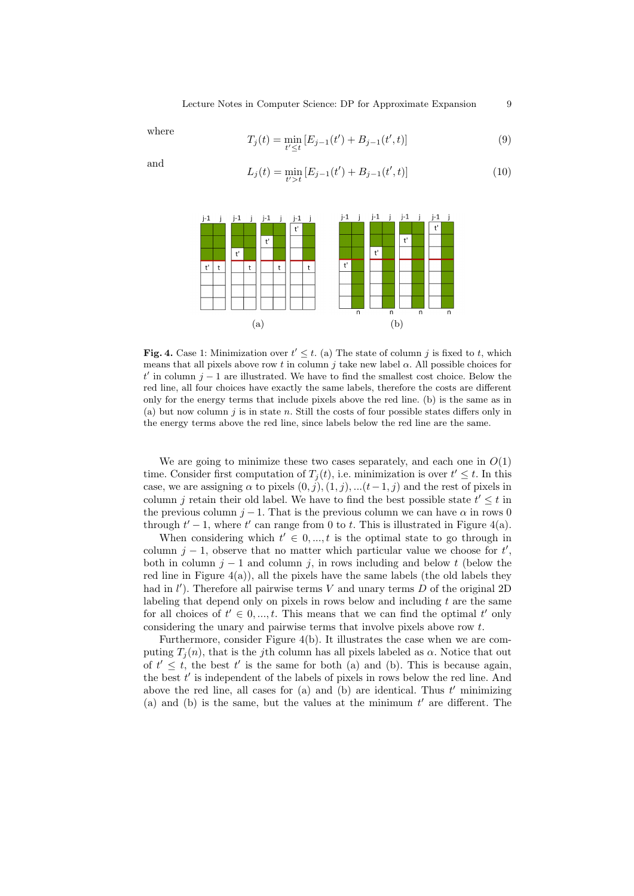where

$$T_j(t) = \min_{t' \leq t} [E_{j-1}(t') + B_{j-1}(t', t)] \tag{9}$$

and

$$L_j(t) = \min_{t' > t} [E_{j-1}(t') + B_{j-1}(t', t)] \tag{10}$$

**Fig. 4.** Case 1: Minimization over $t' \leq t$. (a) The state of column $j$ is fixed to $t$, which means that all pixels above row $t$ in column $j$ take new label $\alpha$. All possible choices for $t'$ in column $j-1$ are illustrated. We have to find the smallest cost choice. Below the red line, all four choices have exactly the same labels, therefore the costs are different only for the energy terms that include pixels above the red line. (b) is the same as in (a) but now column $j$ is in state $n$. Still the costs of four possible states differs only in the energy terms above the red line, since labels below the red line are the same.

We are going to minimize these two cases separately, and each one in $O(1)$ time. Consider first computation of $T_j(t)$, i.e. minimization is over $t' \leq t$. In this case, we are assigning $\alpha$ to pixels $(0, j), (1, j), ...(t-1, j)$ and the rest of pixels in column $j$ retain their old label. We have to find the best possible state $t' \leq t$ in the previous column $j-1$. That is the previous column we can have $\alpha$ in rows 0 through $t'-1$, where $t'$ can range from 0 to $t$. This is illustrated in Figure 4(a).

When considering which $t' \in 0, ..., t$ is the optimal state to go through in column $j-1$, observe that no matter which particular value we choose for $t'$, both in column $j-1$ and column $j$, in rows including and below $t$ (below the red line in Figure 4(a)), all the pixels have the same labels (the old labels they had in $l'$). Therefore all pairwise terms $V$ and unary terms $D$ of the original 2D labeling that depend only on pixels in rows below and including $t$ are the same for all choices of $t' \in 0, ..., t$. This means that we can find the optimal $t'$ only considering the unary and pairwise terms that involve pixels above row $t$.

Furthermore, consider Figure 4(b). It illustrates the case when we are computing $T_j(n)$, that is the $j$th column has all pixels labeled as $\alpha$. Notice that out of $t' \leq t$, the best $t'$ is the same for both (a) and (b). This is because again, the best $t'$ is independent of the labels of pixels in rows below the red line. And above the red line, all cases for (a) and (b) are identical. Thus $t'$ minimizing (a) and (b) is the same, but the values at the minimum $t'$ are different. The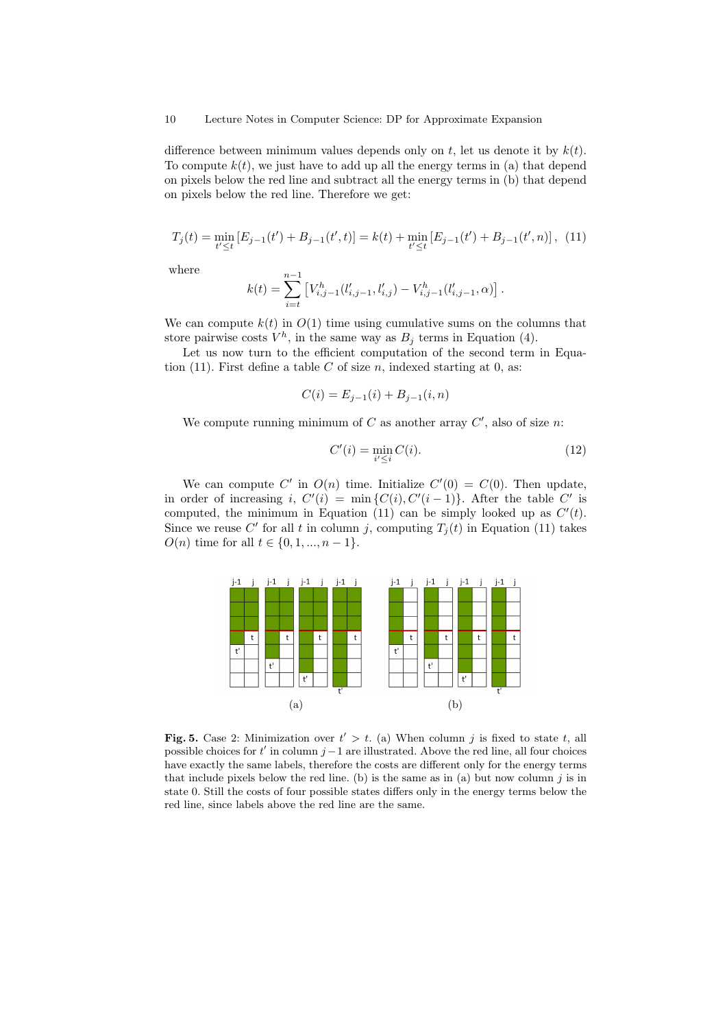difference between minimum values depends only on $t$, let us denote it by $k(t)$. To compute $k(t)$, we just have to add up all the energy terms in (a) that depend on pixels below the red line and subtract all the energy terms in (b) that depend on pixels below the red line. Therefore we get:

$$T_j(t) = \min_{t' \leq t} \left[ E_{j-1}(t') + B_{j-1}(t', t) \right] = k(t) + \min_{t' \leq t} \left[ E_{j-1}(t') + B_{j-1}(t', n) \right], \quad (11)$$

where

$$k(t) = \sum_{i=t}^{n-1} \left[ V^h_{i,j-1}(l'_{i,j-1}, l'_{i,j}) - V^h_{i,j-1}(l'_{i,j-1}, \alpha) \right].$$

We can compute $k(t)$ in $O(1)$ time using cumulative sums on the columns that store pairwise costs $V^h$, in the same way as $B_j$ terms in Equation (4).

Let us now turn to the efficient computation of the second term in Equation (11). First define a table $C$ of size $n$, indexed starting at 0, as:

$$C(i) = E_{j-1}(i) + B_{j-1}(i, n)$$

We compute running minimum of $C$ as another array $C'$, also of size $n$:

$$C'(i) = \min_{i' \leq i} C(i). \quad (12)$$

We can compute $C'$ in $O(n)$ time. Initialize $C'(0) = C(0)$. Then update, in order of increasing $i$, $C'(i) = \min\{C(i), C'(i-1)\}$. After the table $C'$ is computed, the minimum in Equation (11) can be simply looked up as $C'(t)$. Since we reuse $C'$ for all $t$ in column $j$, computing $T_j(t)$ in Equation (11) takes $O(n)$ time for all $t \in \{0, 1, ..., n-1\}$.

**Fig. 5.** Case 2: Minimization over $t' > t$. (a) When column $j$ is fixed to state $t$, all possible choices for $t'$ in column $j-1$ are illustrated. Above the red line, all four choices have exactly the same labels, therefore the costs are different only for the energy terms that include pixels below the red line. (b) is the same as in (a) but now column $j$ is in state 0. Still the costs of four possible states differs only in the energy terms below the red line, since labels above the red line are the same.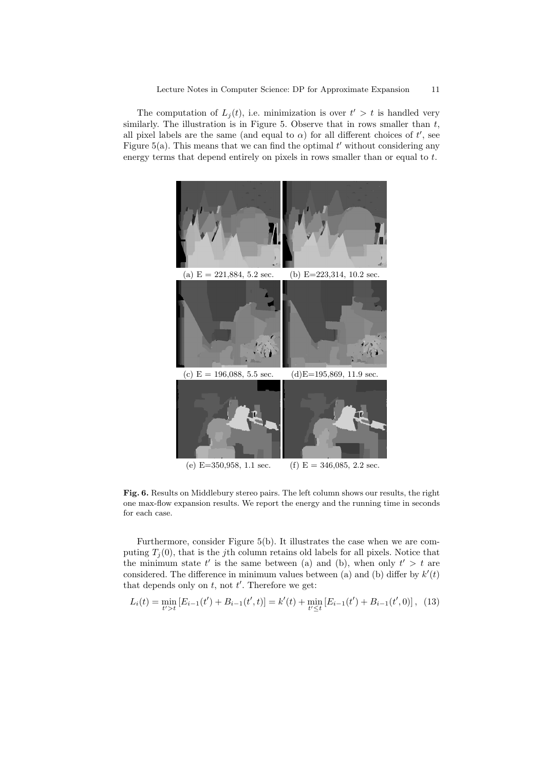The computation of $L_j(t)$, i.e. minimization is over $t' > t$ is handled very similarly. The illustration is in Figure 5. Observe that in rows smaller than $t$, all pixel labels are the same (and equal to $\alpha$) for all different choices of $t'$, see Figure 5(a). This means that we can find the optimal $t'$ without considering any energy terms that depend entirely on pixels in rows smaller than or equal to $t$.

(a) E = 221,884, 5.2 sec. (b) E=223,314, 10.2 sec.

(c) E = 196,088, 5.5 sec. (d)E=195,869, 11.9 sec.

(e) E=350,958, 1.1 sec. (f) E = 346,085, 2.2 sec.

**Fig. 6.** Results on Middlebury stereo pairs. The left column shows our results, the right one max-flow expansion results. We report the energy and the running time in seconds for each case.

Furthermore, consider Figure 5(b). It illustrates the case when we are computing $T_j(0)$, that is the $j$th column retains old labels for all pixels. Notice that the minimum state $t'$ is the same between (a) and (b), when only $t' > t$ are considered. The difference in minimum values between (a) and (b) differ by $k'(t)$ that depends only on $t$, not $t'$. Therefore we get:

$$L_i(t) = \min_{t' > t} \left[ E_{i-1}(t') + B_{i-1}(t', t) \right] = k'(t) + \min_{t' \le t} \left[ E_{i-1}(t') + B_{i-1}(t', 0) \right], \quad (13)$$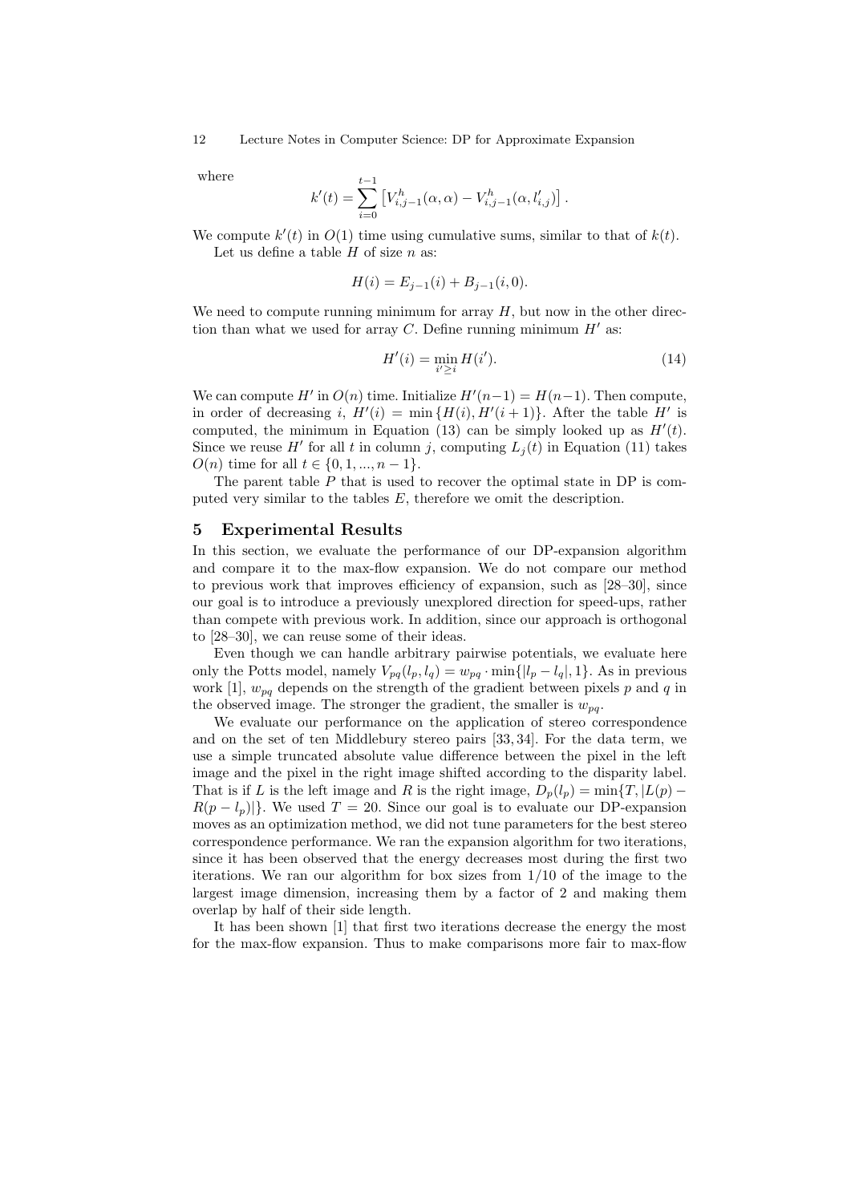where

$$k'(t) = \sum_{i=0}^{t-1} \left[ V^h_{i,j-1}(\alpha, \alpha) - V^h_{i,j-1}(\alpha, l'_{i,j}) \right].$$

We compute $k'(t)$ in $O(1)$ time using cumulative sums, similar to that of $k(t)$.

Let us define a table $H$ of size $n$ as:

$$H(i) = E_{j-1}(i) + B_{j-1}(i, 0).$$

We need to compute running minimum for array $H$, but now in the other direction than what we used for array $C$. Define running minimum $H'$ as:

$$H'(i) = \min_{i' \geq i} H(i'). \tag{14}$$

We can compute $H'$ in $O(n)$ time. Initialize $H'(n-1) = H(n-1)$. Then compute, in order of decreasing $i$, $H'(i) = \min\{H(i), H'(i+1)\}$. After the table $H'$ is computed, the minimum in Equation (13) can be simply looked up as $H'(t)$. Since we reuse $H'$ for all $t$ in column $j$, computing $L_j(t)$ in Equation (11) takes $O(n)$ time for all $t \in \{0, 1, ..., n-1\}$.

The parent table $P$ that is used to recover the optimal state in DP is computed very similar to the tables $E$, therefore we omit the description.

## 5 Experimental Results

In this section, we evaluate the performance of our DP-expansion algorithm and compare it to the max-flow expansion. We do not compare our method to previous work that improves efficiency of expansion, such as [28–30], since our goal is to introduce a previously unexplored direction for speed-ups, rather than compete with previous work. In addition, since our approach is orthogonal to [28–30], we can reuse some of their ideas.

Even though we can handle arbitrary pairwise potentials, we evaluate here only the Potts model, namely $V_{pq}(l_p, l_q) = w_{pq} \cdot \min\{|l_p - l_q|, 1\}$. As in previous work [1], $w_{pq}$ depends on the strength of the gradient between pixels $p$ and $q$ in the observed image. The stronger the gradient, the smaller is $w_{pq}$.

We evaluate our performance on the application of stereo correspondence and on the set of ten Middlebury stereo pairs [33, 34]. For the data term, we use a simple truncated absolute value difference between the pixel in the left image and the pixel in the right image shifted according to the disparity label. That is if $L$ is the left image and $R$ is the right image, $D_p(l_p) = \min\{T, |L(p) - R(p - l_p)|\}$. We used $T = 20$. Since our goal is to evaluate our DP-expansion moves as an optimization method, we did not tune parameters for the best stereo correspondence performance. We ran the expansion algorithm for two iterations, since it has been observed that the energy decreases most during the first two iterations. We ran our algorithm for box sizes from 1/10 of the image to the largest image dimension, increasing them by a factor of 2 and making them overlap by half of their side length.

It has been shown [1] that first two iterations decrease the energy the most for the max-flow expansion. Thus to make comparisons more fair to max-flow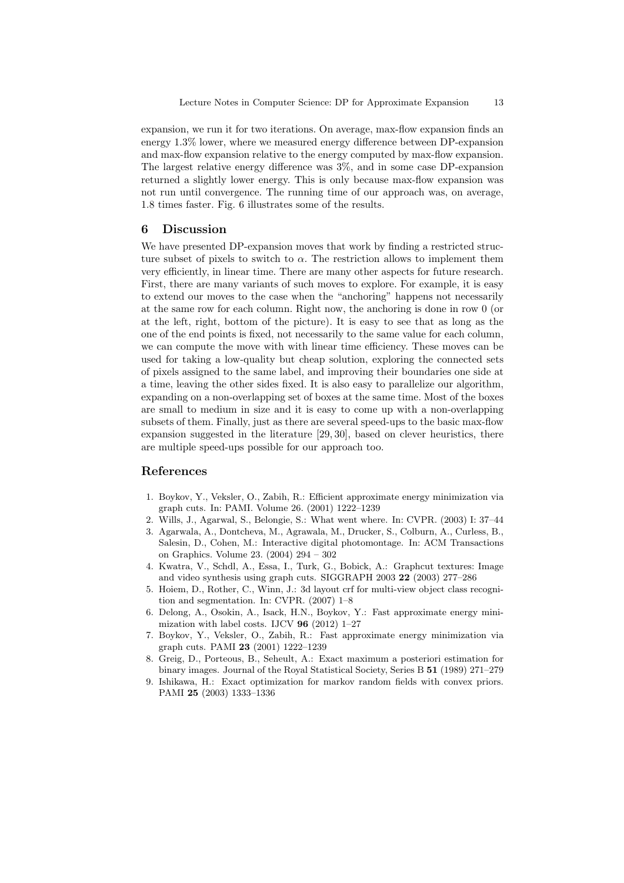expansion, we run it for two iterations. On average, max-flow expansion finds an energy 1.3% lower, where we measured energy difference between DP-expansion and max-flow expansion relative to the energy computed by max-flow expansion. The largest relative energy difference was 3%, and in some case DP-expansion returned a slightly lower energy. This is only because max-flow expansion was not run until convergence. The running time of our approach was, on average, 1.8 times faster. Fig. 6 illustrates some of the results.

## 6 Discussion

We have presented DP-expansion moves that work by finding a restricted structure subset of pixels to switch to $\alpha$. The restriction allows to implement them very efficiently, in linear time. There are many other aspects for future research. First, there are many variants of such moves to explore. For example, it is easy to extend our moves to the case when the "anchoring" happens not necessarily at the same row for each column. Right now, the anchoring is done in row 0 (or at the left, right, bottom of the picture). It is easy to see that as long as the one of the end points is fixed, not necessarily to the same value for each column, we can compute the move with with linear time efficiency. These moves can be used for taking a low-quality but cheap solution, exploring the connected sets of pixels assigned to the same label, and improving their boundaries one side at a time, leaving the other sides fixed. It is also easy to parallelize our algorithm, expanding on a non-overlapping set of boxes at the same time. Most of the boxes are small to medium in size and it is easy to come up with a non-overlapping subsets of them. Finally, just as there are several speed-ups to the basic max-flow expansion suggested in the literature [29, 30], based on clever heuristics, there are multiple speed-ups possible for our approach too.

## References

1. Boykov, Y., Veksler, O., Zabih, R.: Efficient approximate energy minimization via graph cuts. In: PAMI. Volume 26. (2001) 1222–1239
2. Wills, J., Agarwal, S., Belongie, S.: What went where. In: CVPR. (2003) I: 37–44
3. Agarwala, A., Dontcheva, M., Agrawala, M., Drucker, S., Colburn, A., Curless, B., Salesin, D., Cohen, M.: Interactive digital photomontage. In: ACM Transactions on Graphics. Volume 23. (2004) 294 – 302
4. Kwatra, V., Schdl, A., Essa, I., Turk, G., Bobick, A.: Graphcut textures: Image and video synthesis using graph cuts. SIGGRAPH 2003 **22** (2003) 277–286
5. Hoiem, D., Rother, C., Winn, J.: 3d layout crf for multi-view object class recognition and segmentation. In: CVPR. (2007) 1–8
6. Delong, A., Osokin, A., Isack, H.N., Boykov, Y.: Fast approximate energy minimization with label costs. IJCV **96** (2012) 1–27
7. Boykov, Y., Veksler, O., Zabih, R.: Fast approximate energy minimization via graph cuts. PAMI **23** (2001) 1222–1239
8. Greig, D., Porteous, B., Seheult, A.: Exact maximum a posteriori estimation for binary images. Journal of the Royal Statistical Society, Series B **51** (1989) 271–279
9. Ishikawa, H.: Exact optimization for markov random fields with convex priors. PAMI **25** (2003) 1333–1336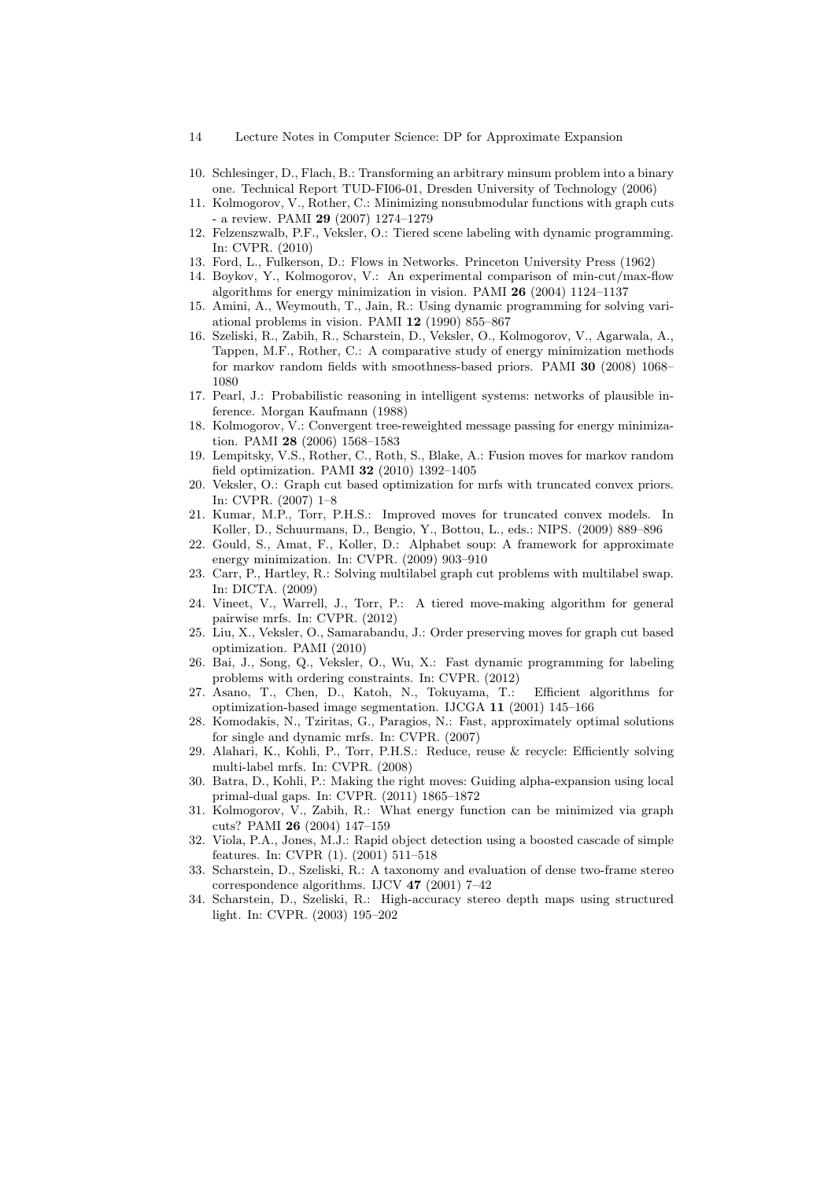10. Schlesinger, D., Flach, B.: Transforming an arbitrary minsum problem into a binary one. Technical Report TUD-FI06-01, Dresden University of Technology (2006)
11. Kolmogorov, V., Rother, C.: Minimizing nonsubmodular functions with graph cuts - a review. PAMI **29** (2007) 1274–1279
12. Felzenszwalb, P.F., Veksler, O.: Tiered scene labeling with dynamic programming. In: CVPR. (2010)
13. Ford, L., Fulkerson, D.: Flows in Networks. Princeton University Press (1962)
14. Boykov, Y., Kolmogorov, V.: An experimental comparison of min-cut/max-flow algorithms for energy minimization in vision. PAMI **26** (2004) 1124–1137
15. Amini, A., Weymouth, T., Jain, R.: Using dynamic programming for solving variational problems in vision. PAMI **12** (1990) 855–867
16. Szeliski, R., Zabih, R., Scharstein, D., Veksler, O., Kolmogorov, V., Agarwala, A., Tappen, M.F., Rother, C.: A comparative study of energy minimization methods for markov random fields with smoothness-based priors. PAMI **30** (2008) 1068–1080
17. Pearl, J.: Probabilistic reasoning in intelligent systems: networks of plausible inference. Morgan Kaufmann (1988)
18. Kolmogorov, V.: Convergent tree-reweighted message passing for energy minimization. PAMI **28** (2006) 1568–1583
19. Lempitsky, V.S., Rother, C., Roth, S., Blake, A.: Fusion moves for markov random field optimization. PAMI **32** (2010) 1392–1405
20. Veksler, O.: Graph cut based optimization for mrfs with truncated convex priors. In: CVPR. (2007) 1–8
21. Kumar, M.P., Torr, P.H.S.: Improved moves for truncated convex models. In Koller, D., Schuurmans, D., Bengio, Y., Bottou, L., eds.: NIPS. (2009) 889–896
22. Gould, S., Amat, F., Koller, D.: Alphabet soup: A framework for approximate energy minimization. In: CVPR. (2009) 903–910
23. Carr, P., Hartley, R.: Solving multilabel graph cut problems with multilabel swap. In: DICTA. (2009)
24. Vineet, V., Warrell, J., Torr, P.: A tiered move-making algorithm for general pairwise mrfs. In: CVPR. (2012)
25. Liu, X., Veksler, O., Samarabandu, J.: Order preserving moves for graph cut based optimization. PAMI (2010)
26. Bai, J., Song, Q., Veksler, O., Wu, X.: Fast dynamic programming for labeling problems with ordering constraints. In: CVPR. (2012)
27. Asano, T., Chen, D., Katoh, N., Tokuyama, T.: Efficient algorithms for optimization-based image segmentation. IJCGA **11** (2001) 145–166
28. Komodakis, N., Tziritas, G., Paragios, N.: Fast, approximately optimal solutions for single and dynamic mrfs. In: CVPR. (2007)
29. Alahari, K., Kohli, P., Torr, P.H.S.: Reduce, reuse & recycle: Efficiently solving multi-label mrfs. In: CVPR. (2008)
30. Batra, D., Kohli, P.: Making the right moves: Guiding alpha-expansion using local primal-dual gaps. In: CVPR. (2011) 1865–1872
31. Kolmogorov, V., Zabih, R.: What energy function can be minimized via graph cuts? PAMI **26** (2004) 147–159
32. Viola, P.A., Jones, M.J.: Rapid object detection using a boosted cascade of simple features. In: CVPR (1). (2001) 511–518
33. Scharstein, D., Szeliski, R.: A taxonomy and evaluation of dense two-frame stereo correspondence algorithms. IJCV **47** (2001) 7–42
34. Scharstein, D., Szeliski, R.: High-accuracy stereo depth maps using structured light. In: CVPR. (2003) 195–202